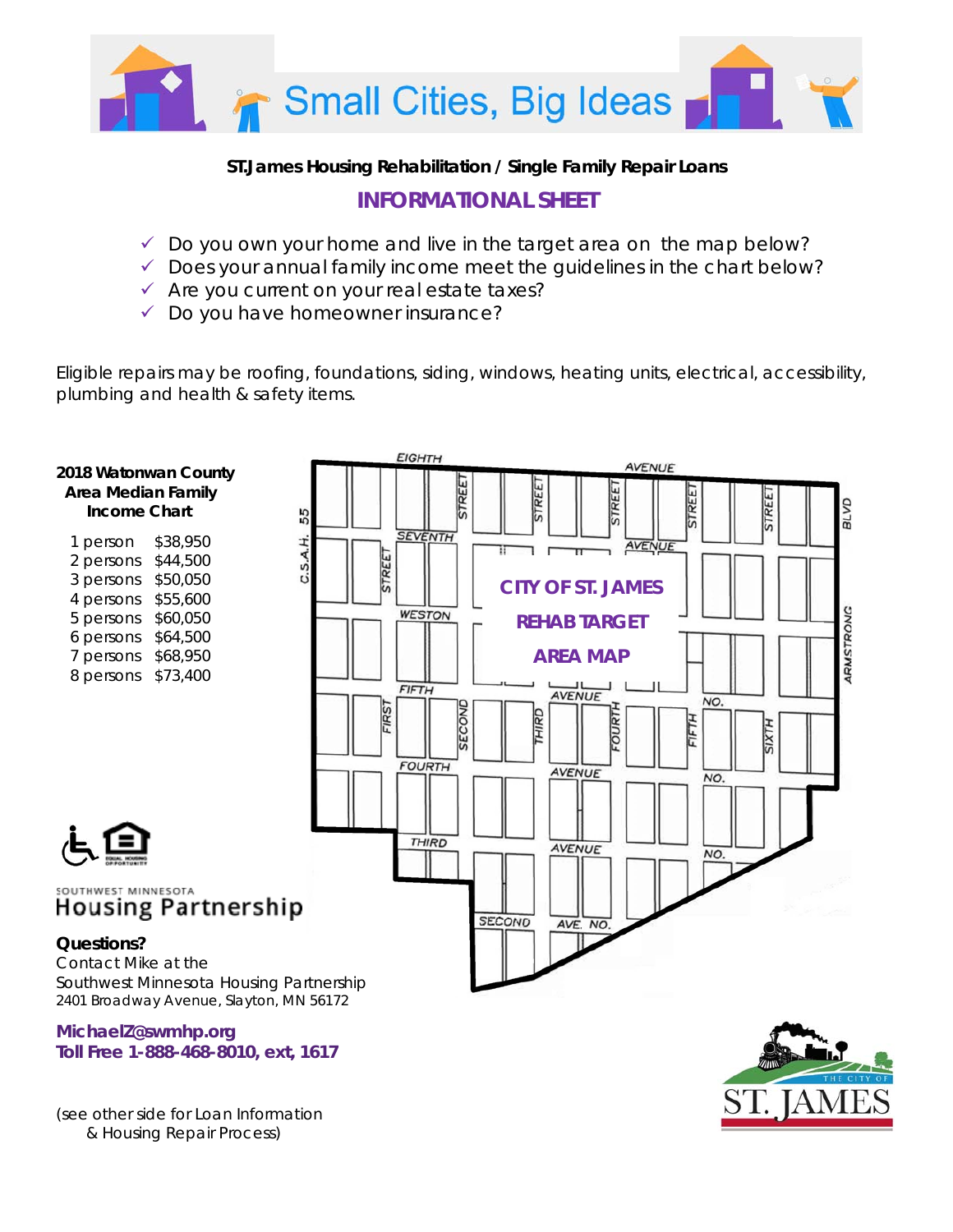# Small Cities, Big Ideas

**St.James Housing Rehabilitation / Single Family Repair Loans**

## INFORMATIONAL SHEET

- ✓ Do you own your home and live in the target area on the map below?
- ✓ Does your annual family income meet the guidelines in the chart below?
- ✓ Are you current on your real estate taxes?
- ✓ Do you have homeowner insurance?

Eligible repairs may be roofing, foundations, siding, windows, heating units, electrical, accessibility, plumbing and health & safety items.

**2018 Watonwan County Area Median Family Income Chart**

| | |
|---|---|
| 1 person | $38,950 |
| 2 persons | $44,500 |
| 3 persons | $50,050 |
| 4 persons | $55,600 |
| 5 persons | $60,050 |
| 6 persons | $64,500 |
| 7 persons | $68,950 |
| 8 persons | $73,400 |

**CITY OF ST. JAMES REHAB TARGET AREA MAP**

SOUTHWEST MINNESOTA Housing Partnership

**Questions?**
Contact Mike at the
Southwest Minnesota Housing Partnership
2401 Broadway Avenue, Slayton, MN 56172

**MichaelZ@swmhp.org**
**Toll Free 1-888-468-8010, ext, 1617**

(see other side for Loan Information & Housing Repair Process)

THE CITY OF ST. JAMES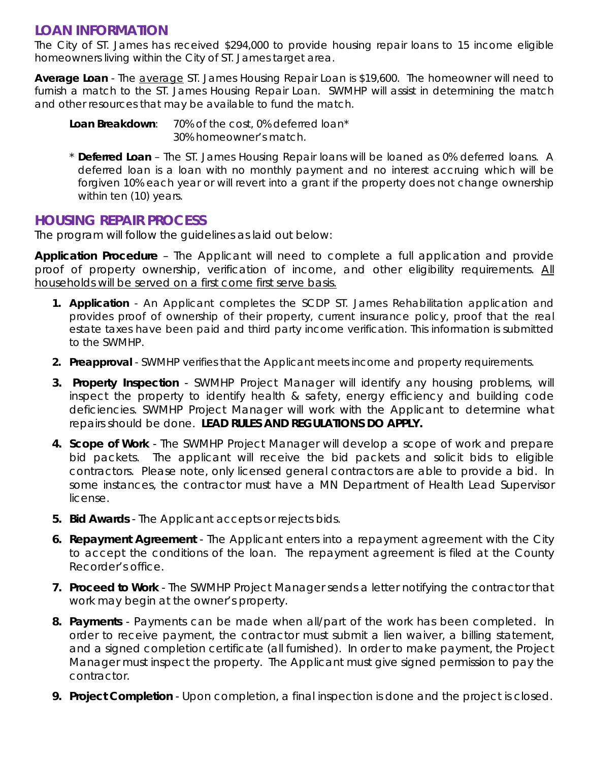## LOAN INFORMATION

The City of ST. James has received $294,000 to provide housing repair loans to 15 income eligible homeowners living within the City of ST. James target area.

**Average Loan** - The <u>average</u> ST. James Housing Repair Loan is $19,600. The homeowner will need to furnish a match to the ST. James Housing Repair Loan. SWMHP will assist in determining the match and other resources that may be available to fund the match.

**Loan Breakdown**: 70% of the cost, 0% deferred loan*
30% homeowner's match.

* **Deferred Loan** – The ST. James Housing Repair loans will be loaned as 0% deferred loans. A deferred loan is a loan with no monthly payment and no interest accruing which will be forgiven 10% each year or will revert into a grant if the property does not change ownership within ten (10) years.

## HOUSING REPAIR PROCESS

The program will follow the guidelines as laid out below:

**Application Procedure** – The Applicant will need to complete a full application and provide proof of property ownership, verification of income, and other eligibility requirements. <u>All households will be served on a first come first serve basis.</u>

1. **Application** - An Applicant completes the SCDP ST. James Rehabilitation application and provides proof of ownership of their property, current insurance policy, proof that the real estate taxes have been paid and third party income verification. This information is submitted to the SWMHP.
2. **Preapproval** - SWMHP verifies that the Applicant meets income and property requirements.
3. **Property Inspection** - SWMHP Project Manager will identify any housing problems, will inspect the property to identify health & safety, energy efficiency and building code deficiencies. SWMHP Project Manager will work with the Applicant to determine what repairs should be done. **LEAD RULES AND REGULATIONS DO APPLY.**
4. **Scope of Work** - The SWMHP Project Manager will develop a scope of work and prepare bid packets. The applicant will receive the bid packets and solicit bids to eligible contractors. Please note, only licensed general contractors are able to provide a bid. In some instances, the contractor must have a MN Department of Health Lead Supervisor license.
5. **Bid Awards** - The Applicant accepts or rejects bids.
6. **Repayment Agreement** - The Applicant enters into a repayment agreement with the City to accept the conditions of the loan. The repayment agreement is filed at the County Recorder's office.
7. **Proceed to Work** - The SWMHP Project Manager sends a letter notifying the contractor that work may begin at the owner's property.
8. **Payments** - Payments can be made when all/part of the work has been completed. In order to receive payment, the contractor must submit a lien waiver, a billing statement, and a signed completion certificate (all furnished). In order to make payment, the Project Manager must inspect the property. The Applicant must give signed permission to pay the contractor.
9. **Project Completion** - Upon completion, a final inspection is done and the project is closed.